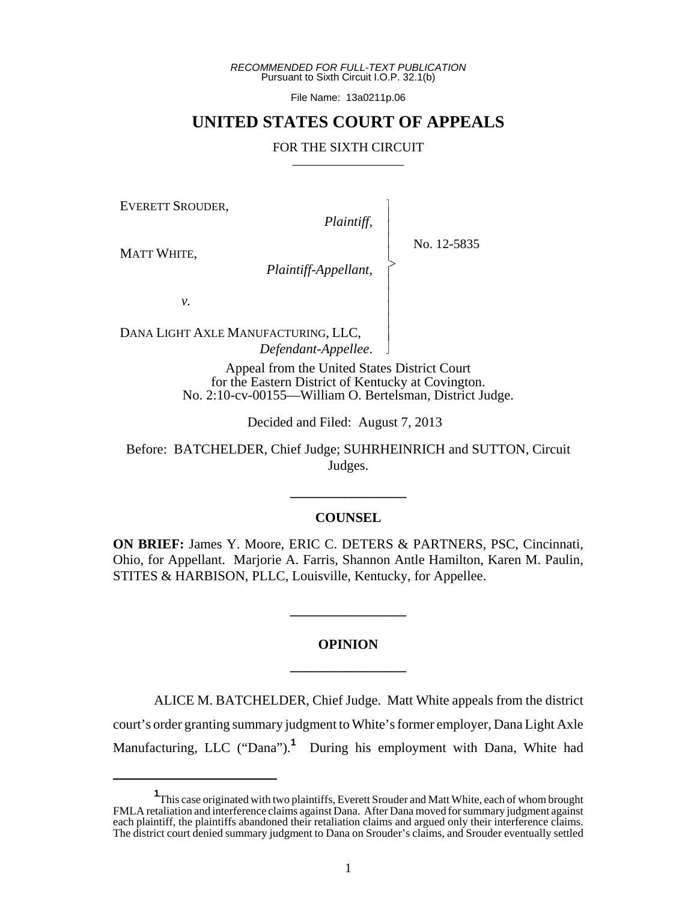*RECOMMENDED FOR FULL-TEXT PUBLICATION*
Pursuant to Sixth Circuit I.O.P. 32.1(b)

File Name: 13a0211p.06

# UNITED STATES COURT OF APPEALS

FOR THE SIXTH CIRCUIT

EVERETT SROUDER,
*Plaintiff*,

MATT WHITE,
*Plaintiff-Appellant*,

*v.*

DANA LIGHT AXLE MANUFACTURING, LLC,
*Defendant-Appellee*.

No. 12-5835

Appeal from the United States District Court
for the Eastern District of Kentucky at Covington.
No. 2:10-cv-00155—William O. Bertelsman, District Judge.

Decided and Filed: August 7, 2013

Before: BATCHELDER, Chief Judge; SUHRHEINRICH and SUTTON, Circuit Judges.

## COUNSEL

**ON BRIEF:** James Y. Moore, ERIC C. DETERS & PARTNERS, PSC, Cincinnati, Ohio, for Appellant. Marjorie A. Farris, Shannon Antle Hamilton, Karen M. Paulin, STITES & HARBISON, PLLC, Louisville, Kentucky, for Appellee.

## OPINION

ALICE M. BATCHELDER, Chief Judge. Matt White appeals from the district court's order granting summary judgment to White's former employer, Dana Light Axle Manufacturing, LLC ("Dana").[1] During his employment with Dana, White had

[1] This case originated with two plaintiffs, Everett Srouder and Matt White, each of whom brought FMLA retaliation and interference claims against Dana. After Dana moved for summary judgment against each plaintiff, the plaintiffs abandoned their retaliation claims and argued only their interference claims. The district court denied summary judgment to Dana on Srouder's claims, and Srouder eventually settled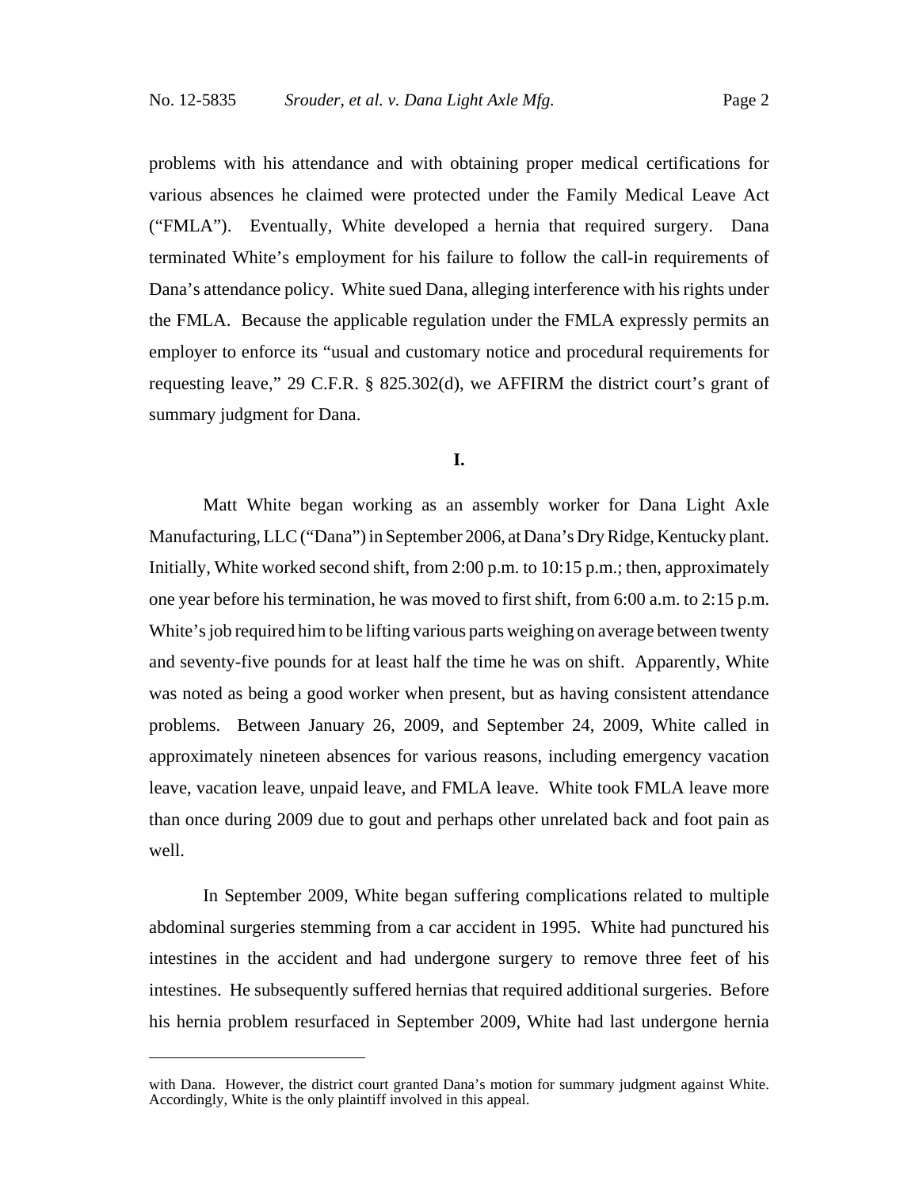problems with his attendance and with obtaining proper medical certifications for various absences he claimed were protected under the Family Medical Leave Act ("FMLA"). Eventually, White developed a hernia that required surgery. Dana terminated White's employment for his failure to follow the call-in requirements of Dana's attendance policy. White sued Dana, alleging interference with his rights under the FMLA. Because the applicable regulation under the FMLA expressly permits an employer to enforce its "usual and customary notice and procedural requirements for requesting leave," 29 C.F.R. § 825.302(d), we AFFIRM the district court's grant of summary judgment for Dana.

**I.**

Matt White began working as an assembly worker for Dana Light Axle Manufacturing, LLC ("Dana") in September 2006, at Dana's Dry Ridge, Kentucky plant. Initially, White worked second shift, from 2:00 p.m. to 10:15 p.m.; then, approximately one year before his termination, he was moved to first shift, from 6:00 a.m. to 2:15 p.m. White's job required him to be lifting various parts weighing on average between twenty and seventy-five pounds for at least half the time he was on shift. Apparently, White was noted as being a good worker when present, but as having consistent attendance problems. Between January 26, 2009, and September 24, 2009, White called in approximately nineteen absences for various reasons, including emergency vacation leave, vacation leave, unpaid leave, and FMLA leave. White took FMLA leave more than once during 2009 due to gout and perhaps other unrelated back and foot pain as well.

In September 2009, White began suffering complications related to multiple abdominal surgeries stemming from a car accident in 1995. White had punctured his intestines in the accident and had undergone surgery to remove three feet of his intestines. He subsequently suffered hernias that required additional surgeries. Before his hernia problem resurfaced in September 2009, White had last undergone hernia

---

with Dana. However, the district court granted Dana's motion for summary judgment against White. Accordingly, White is the only plaintiff involved in this appeal.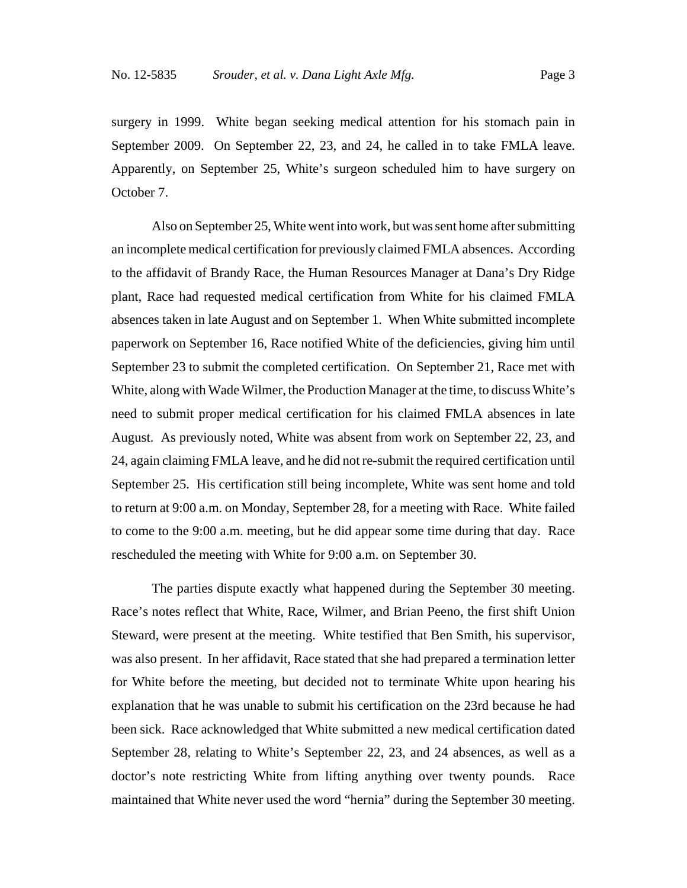surgery in 1999. White began seeking medical attention for his stomach pain in September 2009. On September 22, 23, and 24, he called in to take FMLA leave. Apparently, on September 25, White's surgeon scheduled him to have surgery on October 7.

Also on September 25, White went into work, but was sent home after submitting an incomplete medical certification for previously claimed FMLA absences. According to the affidavit of Brandy Race, the Human Resources Manager at Dana's Dry Ridge plant, Race had requested medical certification from White for his claimed FMLA absences taken in late August and on September 1. When White submitted incomplete paperwork on September 16, Race notified White of the deficiencies, giving him until September 23 to submit the completed certification. On September 21, Race met with White, along with Wade Wilmer, the Production Manager at the time, to discuss White's need to submit proper medical certification for his claimed FMLA absences in late August. As previously noted, White was absent from work on September 22, 23, and 24, again claiming FMLA leave, and he did not re-submit the required certification until September 25. His certification still being incomplete, White was sent home and told to return at 9:00 a.m. on Monday, September 28, for a meeting with Race. White failed to come to the 9:00 a.m. meeting, but he did appear some time during that day. Race rescheduled the meeting with White for 9:00 a.m. on September 30.

The parties dispute exactly what happened during the September 30 meeting. Race's notes reflect that White, Race, Wilmer, and Brian Peeno, the first shift Union Steward, were present at the meeting. White testified that Ben Smith, his supervisor, was also present. In her affidavit, Race stated that she had prepared a termination letter for White before the meeting, but decided not to terminate White upon hearing his explanation that he was unable to submit his certification on the 23rd because he had been sick. Race acknowledged that White submitted a new medical certification dated September 28, relating to White's September 22, 23, and 24 absences, as well as a doctor's note restricting White from lifting anything over twenty pounds. Race maintained that White never used the word "hernia" during the September 30 meeting.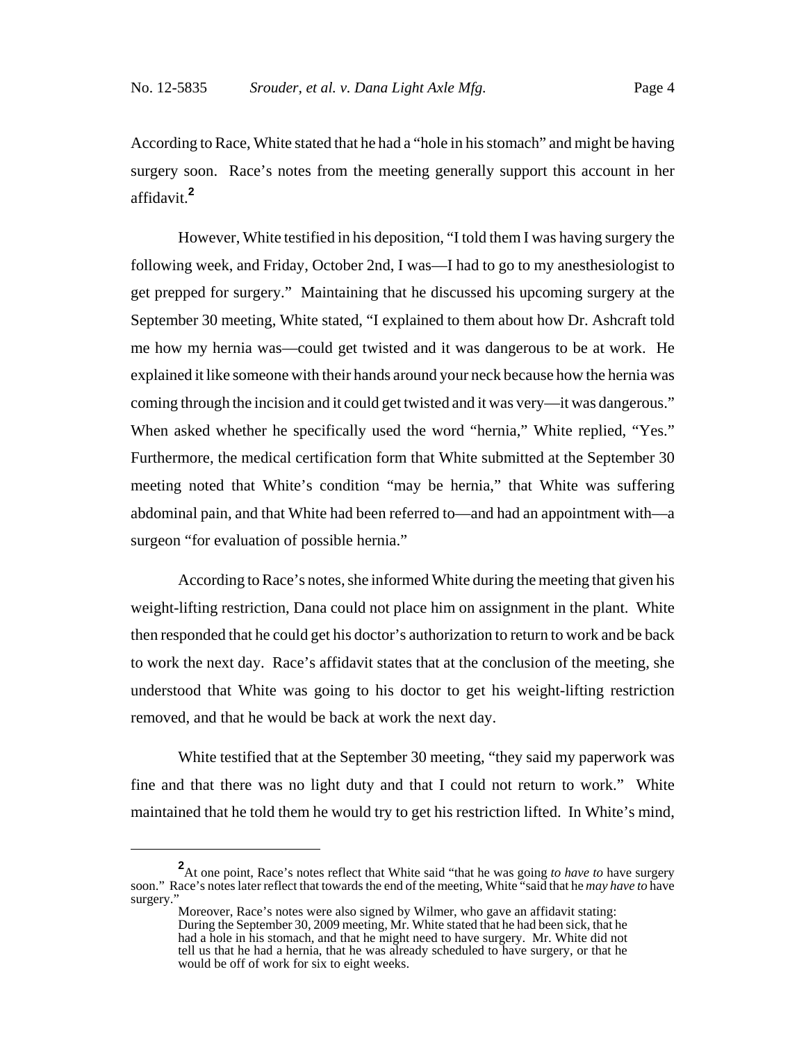According to Race, White stated that he had a "hole in his stomach" and might be having surgery soon. Race's notes from the meeting generally support this account in her affidavit.[2]

However, White testified in his deposition, "I told them I was having surgery the following week, and Friday, October 2nd, I was—I had to go to my anesthesiologist to get prepped for surgery." Maintaining that he discussed his upcoming surgery at the September 30 meeting, White stated, "I explained to them about how Dr. Ashcraft told me how my hernia was—could get twisted and it was dangerous to be at work. He explained it like someone with their hands around your neck because how the hernia was coming through the incision and it could get twisted and it was very—it was dangerous." When asked whether he specifically used the word "hernia," White replied, "Yes." Furthermore, the medical certification form that White submitted at the September 30 meeting noted that White's condition "may be hernia," that White was suffering abdominal pain, and that White had been referred to—and had an appointment with—a surgeon "for evaluation of possible hernia."

According to Race's notes, she informed White during the meeting that given his weight-lifting restriction, Dana could not place him on assignment in the plant. White then responded that he could get his doctor's authorization to return to work and be back to work the next day. Race's affidavit states that at the conclusion of the meeting, she understood that White was going to his doctor to get his weight-lifting restriction removed, and that he would be back at work the next day.

White testified that at the September 30 meeting, "they said my paperwork was fine and that there was no light duty and that I could not return to work." White maintained that he told them he would try to get his restriction lifted. In White's mind,

---

[2] At one point, Race's notes reflect that White said "that he was going *to have to* have surgery soon." Race's notes later reflect that towards the end of the meeting, White "said that he *may have to* have surgery."

Moreover, Race's notes were also signed by Wilmer, who gave an affidavit stating:

> During the September 30, 2009 meeting, Mr. White stated that he had been sick, that he had a hole in his stomach, and that he might need to have surgery. Mr. White did not tell us that he had a hernia, that he was already scheduled to have surgery, or that he would be off of work for six to eight weeks.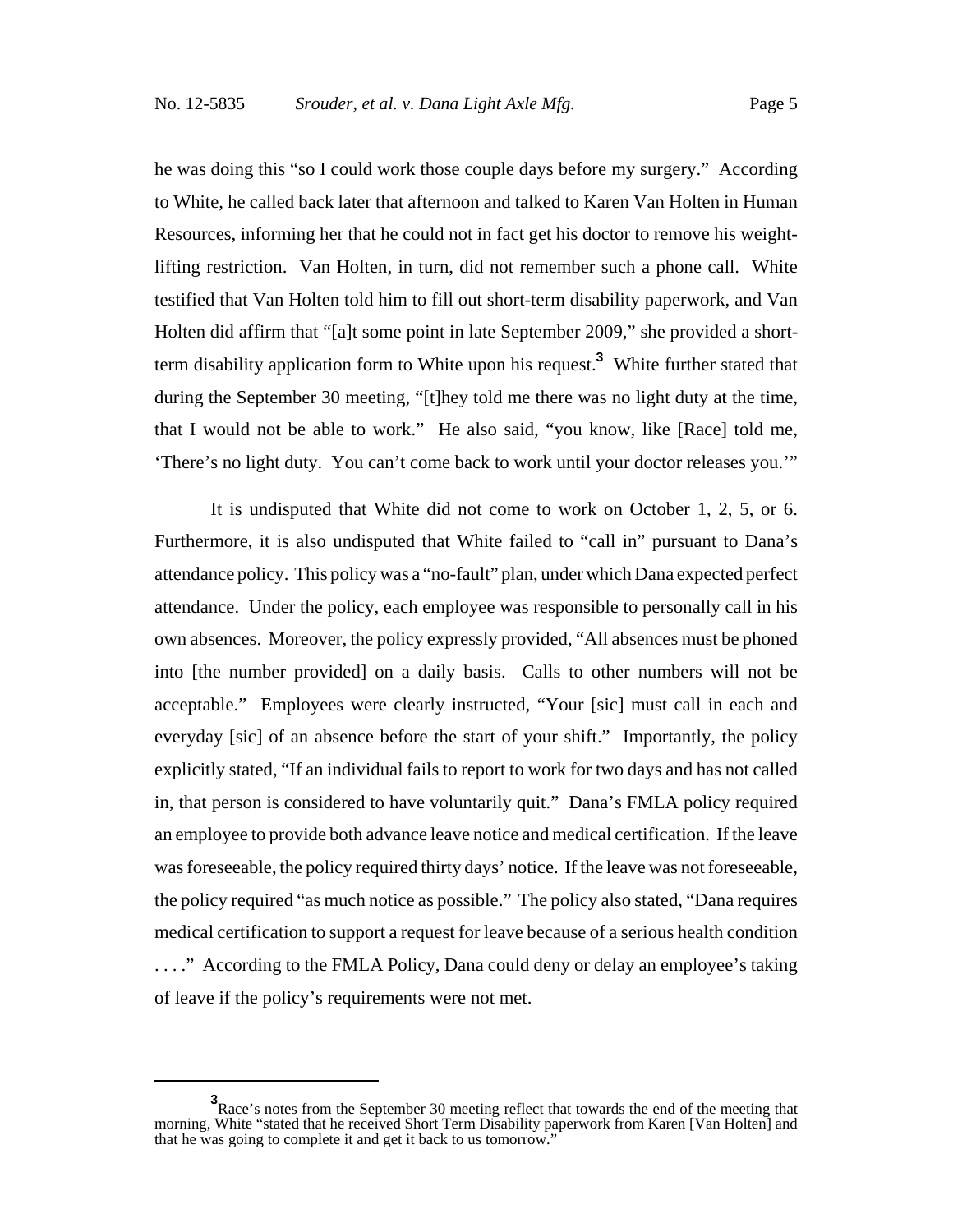he was doing this "so I could work those couple days before my surgery." According to White, he called back later that afternoon and talked to Karen Van Holten in Human Resources, informing her that he could not in fact get his doctor to remove his weight-lifting restriction. Van Holten, in turn, did not remember such a phone call. White testified that Van Holten told him to fill out short-term disability paperwork, and Van Holten did affirm that "[a]t some point in late September 2009," she provided a short-term disability application form to White upon his request.[3] White further stated that during the September 30 meeting, "[t]hey told me there was no light duty at the time, that I would not be able to work." He also said, "you know, like [Race] told me, 'There's no light duty. You can't come back to work until your doctor releases you.'"

It is undisputed that White did not come to work on October 1, 2, 5, or 6. Furthermore, it is also undisputed that White failed to "call in" pursuant to Dana's attendance policy. This policy was a "no-fault" plan, under which Dana expected perfect attendance. Under the policy, each employee was responsible to personally call in his own absences. Moreover, the policy expressly provided, "All absences must be phoned into [the number provided] on a daily basis. Calls to other numbers will not be acceptable." Employees were clearly instructed, "Your [sic] must call in each and everyday [sic] of an absence before the start of your shift." Importantly, the policy explicitly stated, "If an individual fails to report to work for two days and has not called in, that person is considered to have voluntarily quit." Dana's FMLA policy required an employee to provide both advance leave notice and medical certification. If the leave was foreseeable, the policy required thirty days' notice. If the leave was not foreseeable, the policy required "as much notice as possible." The policy also stated, "Dana requires medical certification to support a request for leave because of a serious health condition . . . ." According to the FMLA Policy, Dana could deny or delay an employee's taking of leave if the policy's requirements were not met.

[3] Race's notes from the September 30 meeting reflect that towards the end of the meeting that morning, White "stated that he received Short Term Disability paperwork from Karen [Van Holten] and that he was going to complete it and get it back to us tomorrow."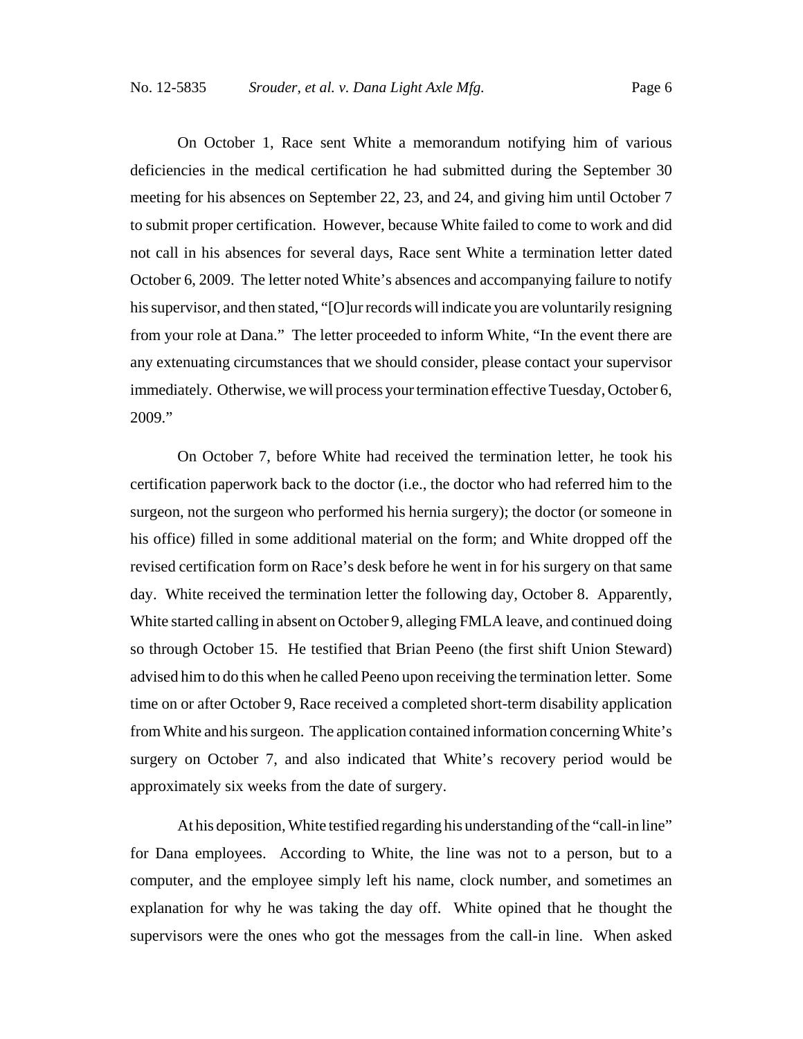On October 1, Race sent White a memorandum notifying him of various deficiencies in the medical certification he had submitted during the September 30 meeting for his absences on September 22, 23, and 24, and giving him until October 7 to submit proper certification. However, because White failed to come to work and did not call in his absences for several days, Race sent White a termination letter dated October 6, 2009. The letter noted White's absences and accompanying failure to notify his supervisor, and then stated, "[O]ur records will indicate you are voluntarily resigning from your role at Dana." The letter proceeded to inform White, "In the event there are any extenuating circumstances that we should consider, please contact your supervisor immediately. Otherwise, we will process your termination effective Tuesday, October 6, 2009."

On October 7, before White had received the termination letter, he took his certification paperwork back to the doctor (i.e., the doctor who had referred him to the surgeon, not the surgeon who performed his hernia surgery); the doctor (or someone in his office) filled in some additional material on the form; and White dropped off the revised certification form on Race's desk before he went in for his surgery on that same day. White received the termination letter the following day, October 8. Apparently, White started calling in absent on October 9, alleging FMLA leave, and continued doing so through October 15. He testified that Brian Peeno (the first shift Union Steward) advised him to do this when he called Peeno upon receiving the termination letter. Some time on or after October 9, Race received a completed short-term disability application from White and his surgeon. The application contained information concerning White's surgery on October 7, and also indicated that White's recovery period would be approximately six weeks from the date of surgery.

At his deposition, White testified regarding his understanding of the "call-in line" for Dana employees. According to White, the line was not to a person, but to a computer, and the employee simply left his name, clock number, and sometimes an explanation for why he was taking the day off. White opined that he thought the supervisors were the ones who got the messages from the call-in line. When asked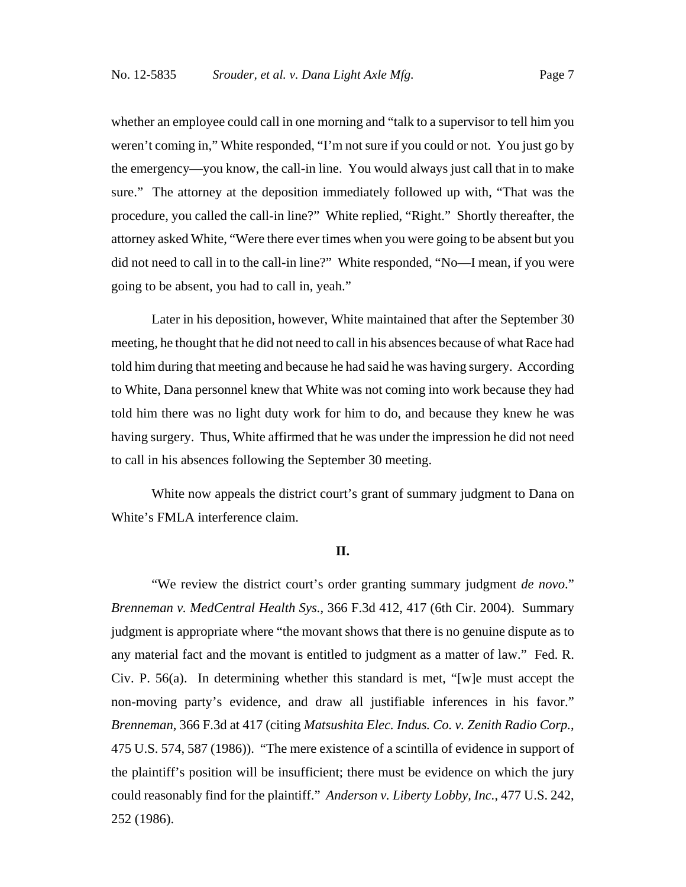whether an employee could call in one morning and "talk to a supervisor to tell him you weren't coming in," White responded, "I'm not sure if you could or not. You just go by the emergency—you know, the call-in line. You would always just call that in to make sure." The attorney at the deposition immediately followed up with, "That was the procedure, you called the call-in line?" White replied, "Right." Shortly thereafter, the attorney asked White, "Were there ever times when you were going to be absent but you did not need to call in to the call-in line?" White responded, "No—I mean, if you were going to be absent, you had to call in, yeah."

Later in his deposition, however, White maintained that after the September 30 meeting, he thought that he did not need to call in his absences because of what Race had told him during that meeting and because he had said he was having surgery. According to White, Dana personnel knew that White was not coming into work because they had told him there was no light duty work for him to do, and because they knew he was having surgery. Thus, White affirmed that he was under the impression he did not need to call in his absences following the September 30 meeting.

White now appeals the district court's grant of summary judgment to Dana on White's FMLA interference claim.

## II.

"We review the district court's order granting summary judgment *de novo*." *Brenneman v. MedCentral Health Sys.*, 366 F.3d 412, 417 (6th Cir. 2004). Summary judgment is appropriate where "the movant shows that there is no genuine dispute as to any material fact and the movant is entitled to judgment as a matter of law." Fed. R. Civ. P. 56(a). In determining whether this standard is met, "[w]e must accept the non-moving party's evidence, and draw all justifiable inferences in his favor." *Brenneman*, 366 F.3d at 417 (citing *Matsushita Elec. Indus. Co. v. Zenith Radio Corp.*, 475 U.S. 574, 587 (1986)). "The mere existence of a scintilla of evidence in support of the plaintiff's position will be insufficient; there must be evidence on which the jury could reasonably find for the plaintiff." *Anderson v. Liberty Lobby, Inc.*, 477 U.S. 242, 252 (1986).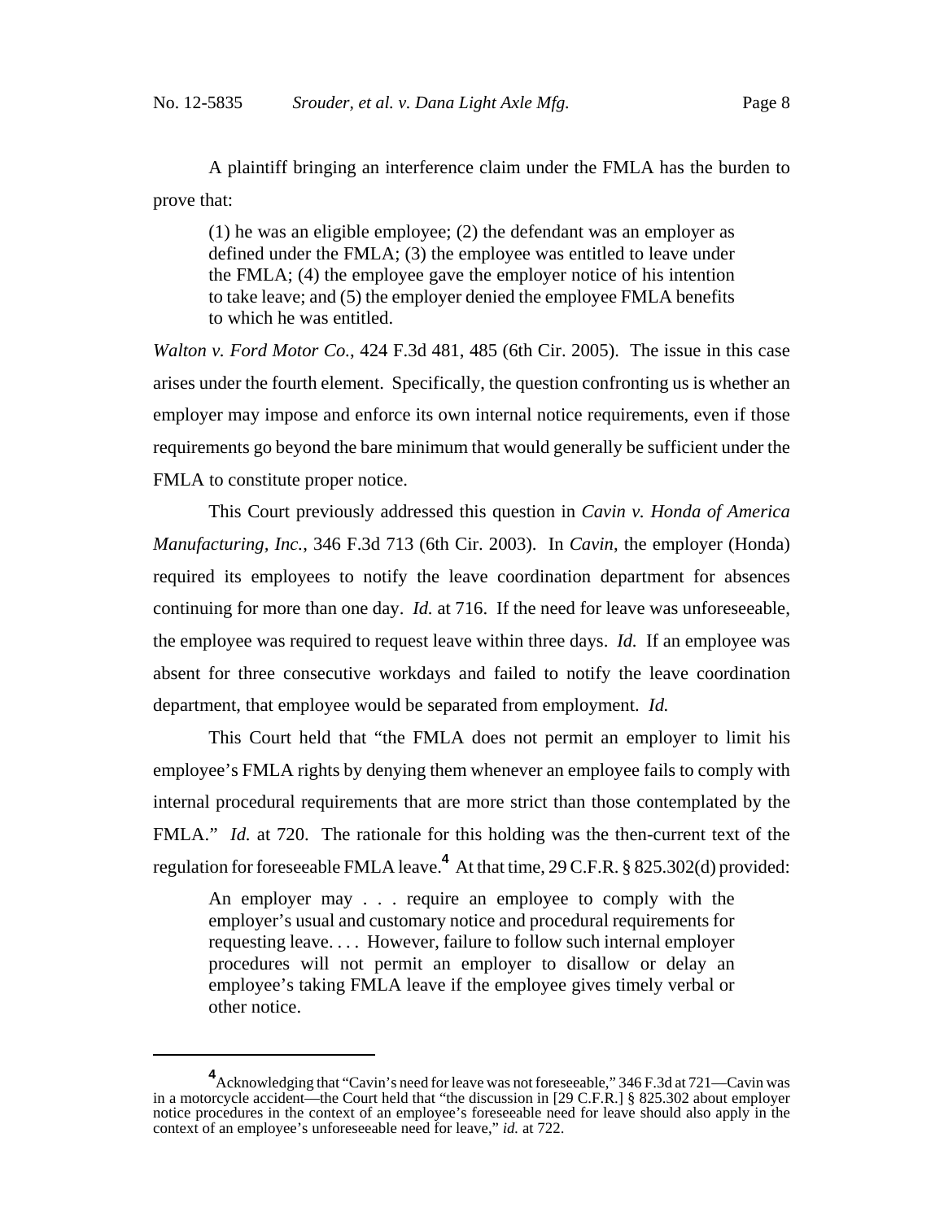A plaintiff bringing an interference claim under the FMLA has the burden to prove that:

> (1) he was an eligible employee; (2) the defendant was an employer as defined under the FMLA; (3) the employee was entitled to leave under the FMLA; (4) the employee gave the employer notice of his intention to take leave; and (5) the employer denied the employee FMLA benefits to which he was entitled.

*Walton v. Ford Motor Co.*, 424 F.3d 481, 485 (6th Cir. 2005). The issue in this case arises under the fourth element. Specifically, the question confronting us is whether an employer may impose and enforce its own internal notice requirements, even if those requirements go beyond the bare minimum that would generally be sufficient under the FMLA to constitute proper notice.

This Court previously addressed this question in *Cavin v. Honda of America Manufacturing, Inc.*, 346 F.3d 713 (6th Cir. 2003). In *Cavin*, the employer (Honda) required its employees to notify the leave coordination department for absences continuing for more than one day. *Id.* at 716. If the need for leave was unforeseeable, the employee was required to request leave within three days. *Id.* If an employee was absent for three consecutive workdays and failed to notify the leave coordination department, that employee would be separated from employment. *Id.*

This Court held that "the FMLA does not permit an employer to limit his employee's FMLA rights by denying them whenever an employee fails to comply with internal procedural requirements that are more strict than those contemplated by the FMLA." *Id.* at 720. The rationale for this holding was the then-current text of the regulation for foreseeable FMLA leave.[4] At that time, 29 C.F.R. § 825.302(d) provided:

> An employer may . . . require an employee to comply with the employer's usual and customary notice and procedural requirements for requesting leave. . . . However, failure to follow such internal employer procedures will not permit an employer to disallow or delay an employee's taking FMLA leave if the employee gives timely verbal or other notice.

[4] Acknowledging that "Cavin's need for leave was not foreseeable," 346 F.3d at 721—Cavin was in a motorcycle accident—the Court held that "the discussion in [29 C.F.R.] § 825.302 about employer notice procedures in the context of an employee's foreseeable need for leave should also apply in the context of an employee's unforeseeable need for leave," *id.* at 722.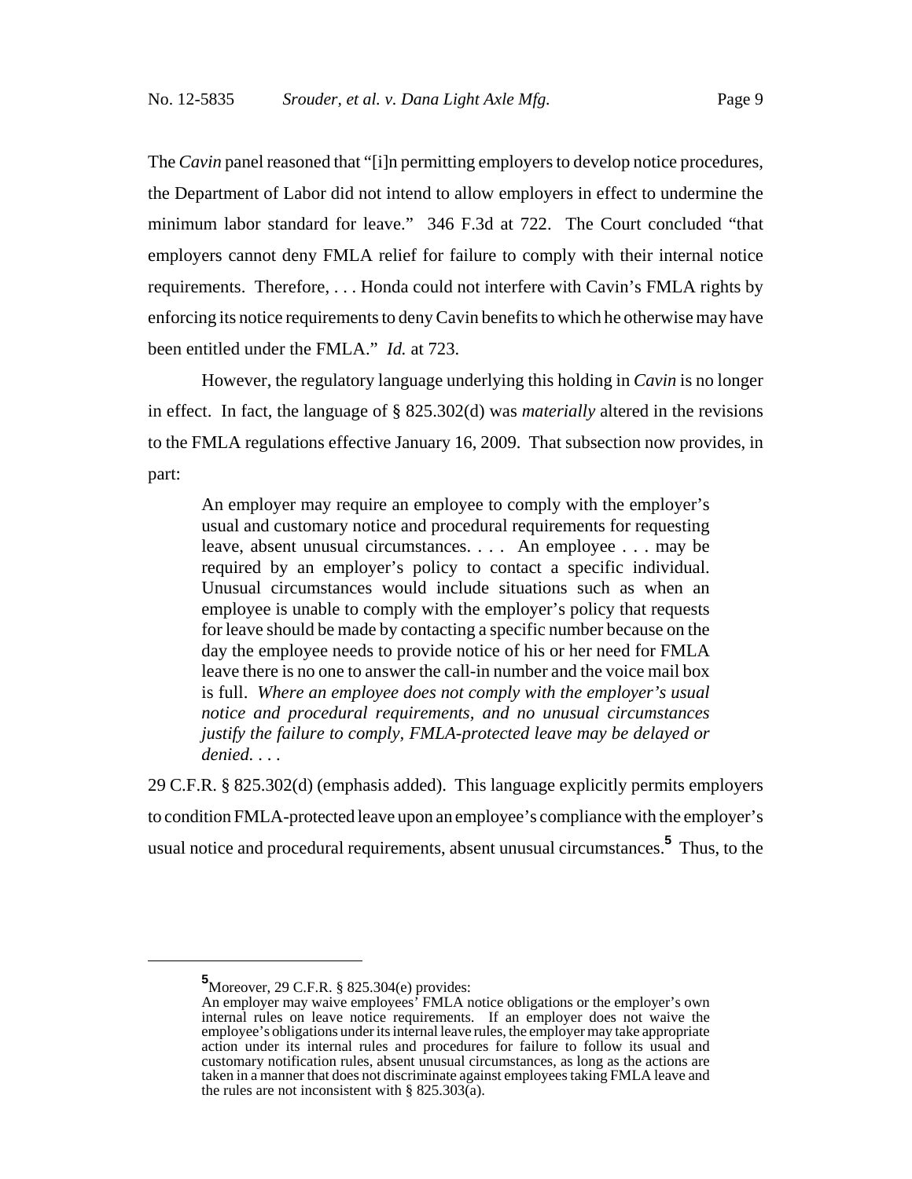The *Cavin* panel reasoned that "[i]n permitting employers to develop notice procedures, the Department of Labor did not intend to allow employers in effect to undermine the minimum labor standard for leave." 346 F.3d at 722. The Court concluded "that employers cannot deny FMLA relief for failure to comply with their internal notice requirements. Therefore, . . . Honda could not interfere with Cavin's FMLA rights by enforcing its notice requirements to deny Cavin benefits to which he otherwise may have been entitled under the FMLA." *Id.* at 723.

However, the regulatory language underlying this holding in *Cavin* is no longer in effect. In fact, the language of § 825.302(d) was *materially* altered in the revisions to the FMLA regulations effective January 16, 2009. That subsection now provides, in part:

> An employer may require an employee to comply with the employer's usual and customary notice and procedural requirements for requesting leave, absent unusual circumstances. . . . An employee . . . may be required by an employer's policy to contact a specific individual. Unusual circumstances would include situations such as when an employee is unable to comply with the employer's policy that requests for leave should be made by contacting a specific number because on the day the employee needs to provide notice of his or her need for FMLA leave there is no one to answer the call-in number and the voice mail box is full. *Where an employee does not comply with the employer's usual notice and procedural requirements, and no unusual circumstances justify the failure to comply, FMLA-protected leave may be delayed or denied.* . . .

29 C.F.R. § 825.302(d) (emphasis added). This language explicitly permits employers to condition FMLA-protected leave upon an employee's compliance with the employer's usual notice and procedural requirements, absent unusual circumstances.[5] Thus, to the

---

[5] Moreover, 29 C.F.R. § 825.304(e) provides:

An employer may waive employees' FMLA notice obligations or the employer's own internal rules on leave notice requirements. If an employer does not waive the employee's obligations under its internal leave rules, the employer may take appropriate action under its internal rules and procedures for failure to follow its usual and customary notification rules, absent unusual circumstances, as long as the actions are taken in a manner that does not discriminate against employees taking FMLA leave and the rules are not inconsistent with § 825.303(a).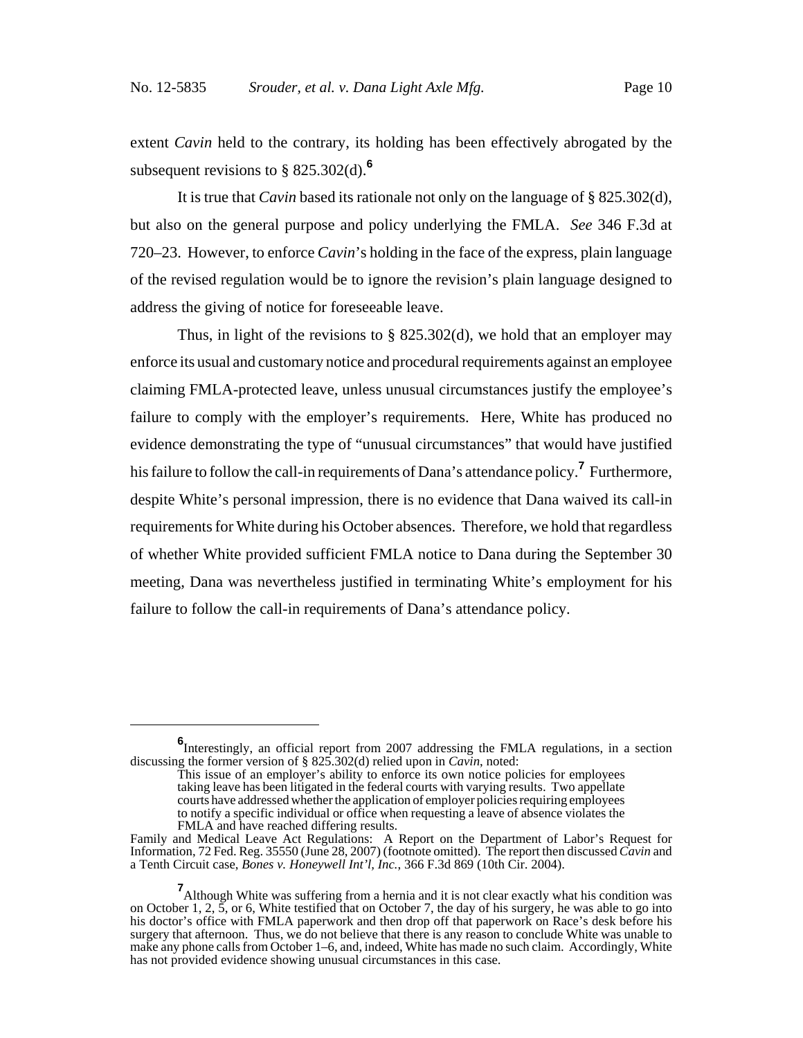extent *Cavin* held to the contrary, its holding has been effectively abrogated by the subsequent revisions to § 825.302(d).[6]

It is true that *Cavin* based its rationale not only on the language of § 825.302(d), but also on the general purpose and policy underlying the FMLA. *See* 346 F.3d at 720–23. However, to enforce *Cavin*'s holding in the face of the express, plain language of the revised regulation would be to ignore the revision's plain language designed to address the giving of notice for foreseeable leave.

Thus, in light of the revisions to § 825.302(d), we hold that an employer may enforce its usual and customary notice and procedural requirements against an employee claiming FMLA-protected leave, unless unusual circumstances justify the employee's failure to comply with the employer's requirements. Here, White has produced no evidence demonstrating the type of "unusual circumstances" that would have justified his failure to follow the call-in requirements of Dana's attendance policy.[7] Furthermore, despite White's personal impression, there is no evidence that Dana waived its call-in requirements for White during his October absences. Therefore, we hold that regardless of whether White provided sufficient FMLA notice to Dana during the September 30 meeting, Dana was nevertheless justified in terminating White's employment for his failure to follow the call-in requirements of Dana's attendance policy.

---

[6] Interestingly, an official report from 2007 addressing the FMLA regulations, in a section discussing the former version of § 825.302(d) relied upon in *Cavin*, noted:

> This issue of an employer's ability to enforce its own notice policies for employees taking leave has been litigated in the federal courts with varying results. Two appellate courts have addressed whether the application of employer policies requiring employees to notify a specific individual or office when requesting a leave of absence violates the FMLA and have reached differing results.

Family and Medical Leave Act Regulations: A Report on the Department of Labor's Request for Information, 72 Fed. Reg. 35550 (June 28, 2007) (footnote omitted). The report then discussed *Cavin* and a Tenth Circuit case, *Bones v. Honeywell Int'l, Inc.*, 366 F.3d 869 (10th Cir. 2004).

[7] Although White was suffering from a hernia and it is not clear exactly what his condition was on October 1, 2, 5, or 6, White testified that on October 7, the day of his surgery, he was able to go into his doctor's office with FMLA paperwork and then drop off that paperwork on Race's desk before his surgery that afternoon. Thus, we do not believe that there is any reason to conclude White was unable to make any phone calls from October 1–6, and, indeed, White has made no such claim. Accordingly, White has not provided evidence showing unusual circumstances in this case.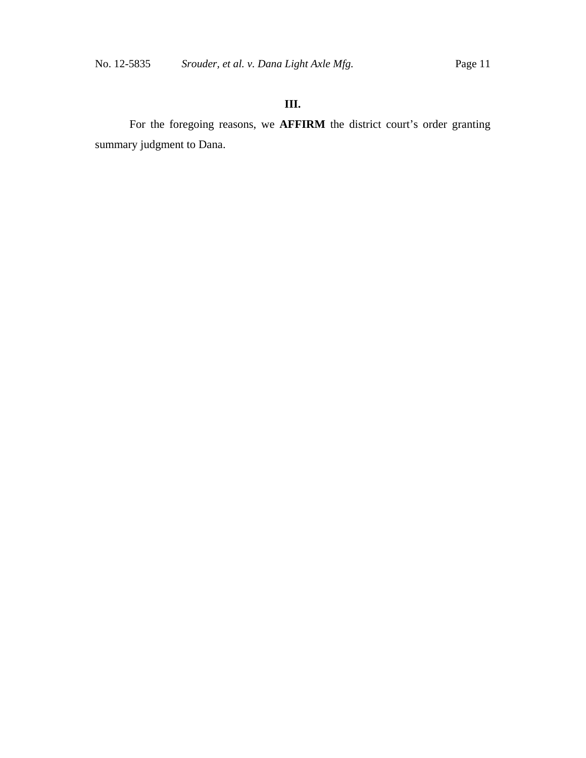## III.

For the foregoing reasons, we **AFFIRM** the district court's order granting summary judgment to Dana.